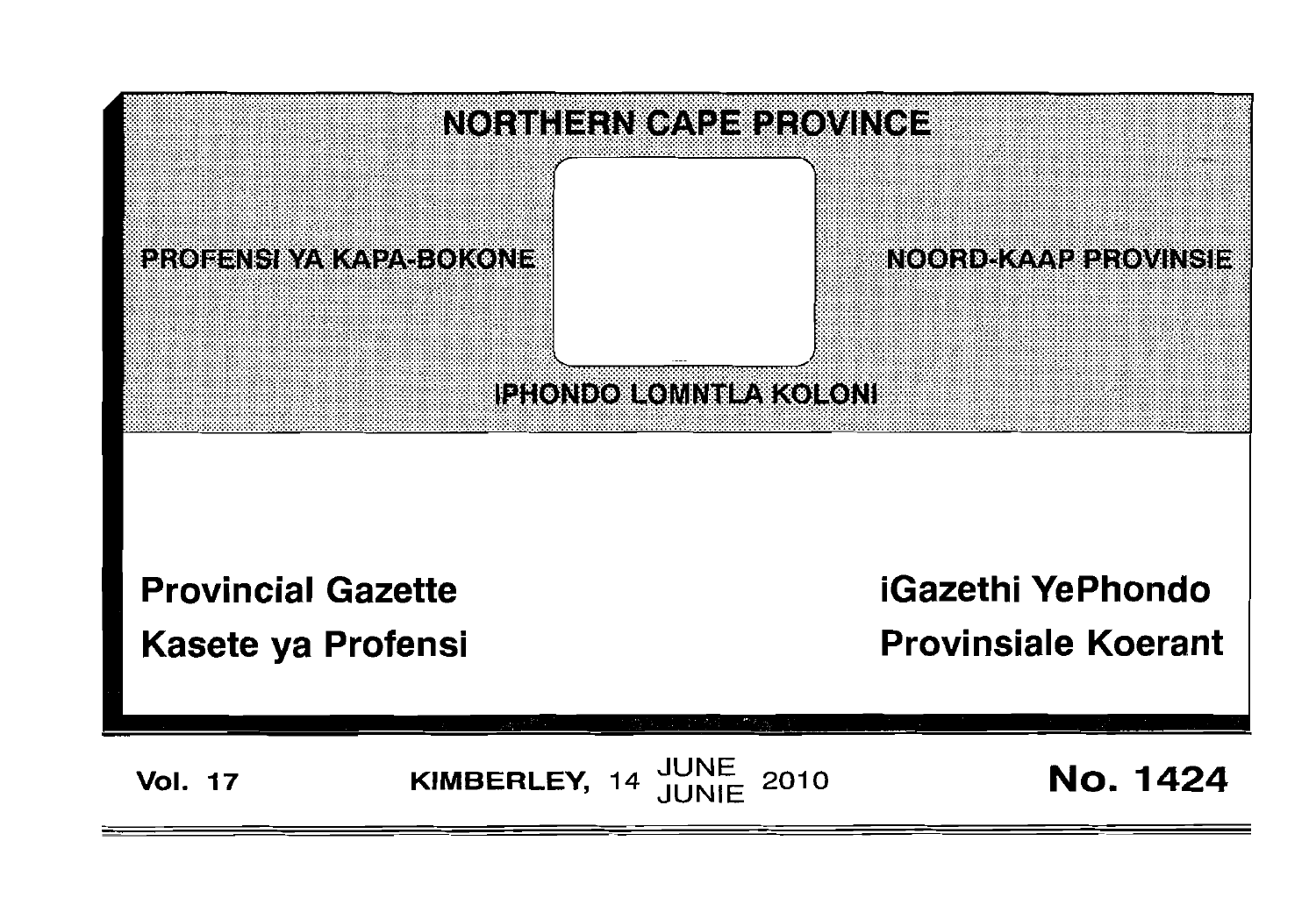# NORTHERN CAPE PROVINCE

PROFENSI YA KAPA-BOKONE

NOORD-KAAP PROVINSIE

IPHONDO LOMNTLA KOLONI

**Provincial Gazette**

**Kasete ya Profensi**

**iGazethi YePhondo**

**Provinsiale Koerant**

**Vol. 17** **KIMBERLEY, 14 JUNE JUNIE 2010** **No. 1424**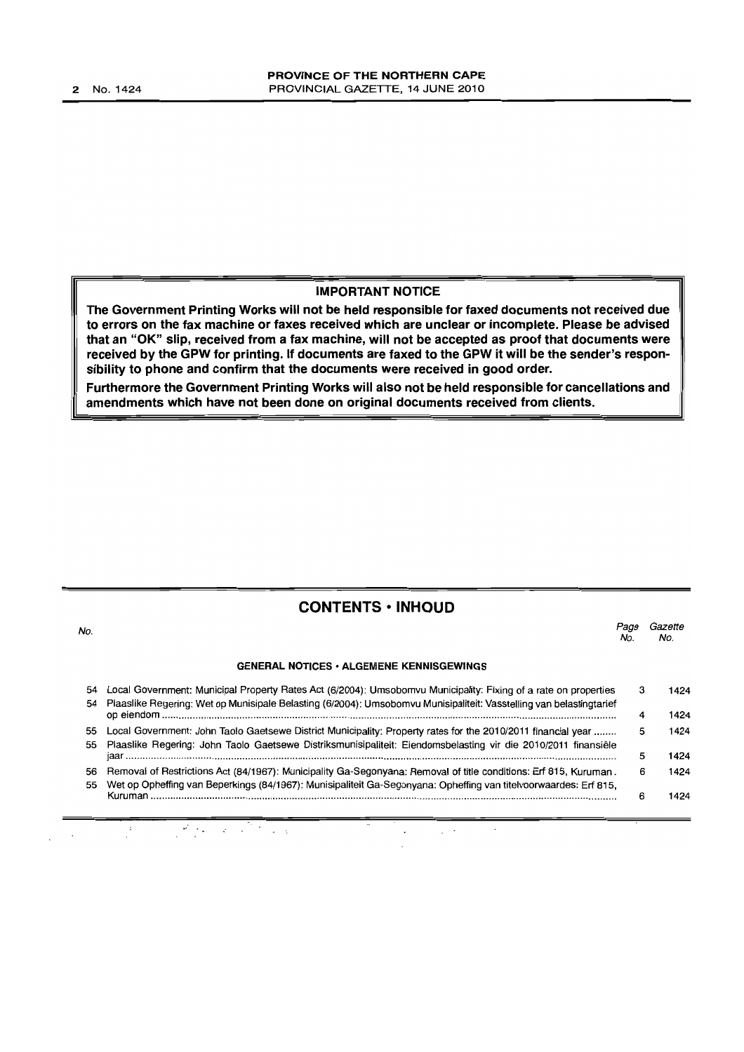## IMPORTANT NOTICE

**The Government Printing Works will not be held responsible for faxed documents not received due to errors on the fax machine or faxes received which are unclear or incomplete. Please be advised that an "OK" slip, received from a fax machine, will not be accepted as proof that documents were received by the GPW for printing. If documents are faxed to the GPW it will be the sender's responsibility to phone and confirm that the documents were received in good order.**

**Furthermore the Government Printing Works will also not be held responsible for cancellations and amendments which have not been done on original documents received from clients.**

## CONTENTS • INHOUD

| No. | | Page No. | Gazette No. |
|---|---|---|---|
| | **GENERAL NOTICES • ALGEMENE KENNISGEWINGS** | | |
| 54 | Local Government: Municipal Property Rates Act (6/2004): Umsobomvu Municipality: Fixing of a rate on properties | 3 | 1424 |
| 54 | Plaaslike Regering: Wet op Munisipale Belasting (6/2004): Umsobomvu Munisipaliteit: Vasstelling van belastingtarief op eiendom | 4 | 1424 |
| 55 | Local Government: John Taolo Gaetsewe District Municipality: Property rates for the 2010/2011 financial year | 5 | 1424 |
| 55 | Plaaslike Regering: John Taolo Gaetsewe Distriksmunisipaliteit: Eiendomsbelasting vir die 2010/2011 finansiële jaar | 5 | 1424 |
| 56 | Removal of Restrictions Act (84/1967): Municipality Ga-Segonyana: Removal of title conditions: Erf 815, Kuruman | 6 | 1424 |
| 55 | Wet op Opheffing van Beperkings (84/1967): Munisipaliteit Ga-Segonyana: Opheffing van titelvoorwaardes: Erf 815, Kuruman | 6 | 1424 |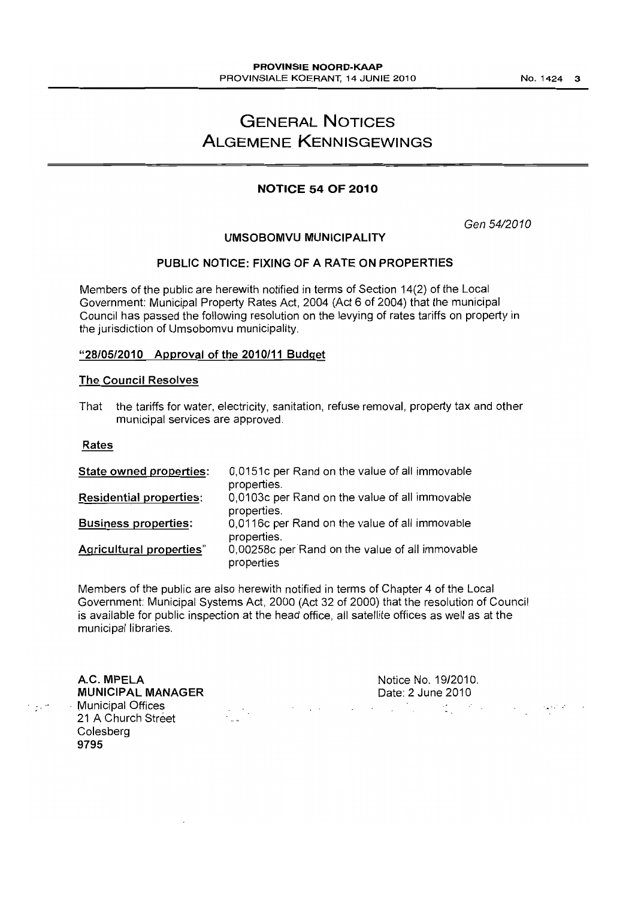# GENERAL NOTICES
# ALGEMENE KENNISGEWINGS

## NOTICE 54 OF 2010

*Gen 54/2010*

### UMSOBOMVU MUNICIPALITY

### PUBLIC NOTICE: FIXING OF A RATE ON PROPERTIES

Members of the public are herewith notified in terms of Section 14(2) of the Local Government: Municipal Property Rates Act, 2004 (Act 6 of 2004) that the municipal Council has passed the following resolution on the levying of rates tariffs on property in the jurisdiction of Umsobomvu municipality.

**"28/05/2010 Approval of the 2010/11 Budget**

**The Council Resolves**

That the tariffs for water, electricity, sanitation, refuse removal, property tax and other municipal services are approved.

**Rates**

| | |
|---|---|
| **State owned properties:** | 0,0151c per Rand on the value of all immovable properties. |
| **Residential properties:** | 0,0103c per Rand on the value of all immovable properties. |
| **Business properties:** | 0,0116c per Rand on the value of all immovable properties. |
| **Agricultural properties"** | 0,00258c per Rand on the value of all immovable properties |

Members of the public are also herewith notified in terms of Chapter 4 of the Local Government: Municipal Systems Act, 2000 (Act 32 of 2000) that the resolution of Council is available for public inspection at the head office, all satellite offices as well as at the municipal libraries.

**A.C. MPELA**
**MUNICIPAL MANAGER**
Municipal Offices
21 A Church Street
Colesberg
**9795**

Notice No. 19/2010.
Date: 2 June 2010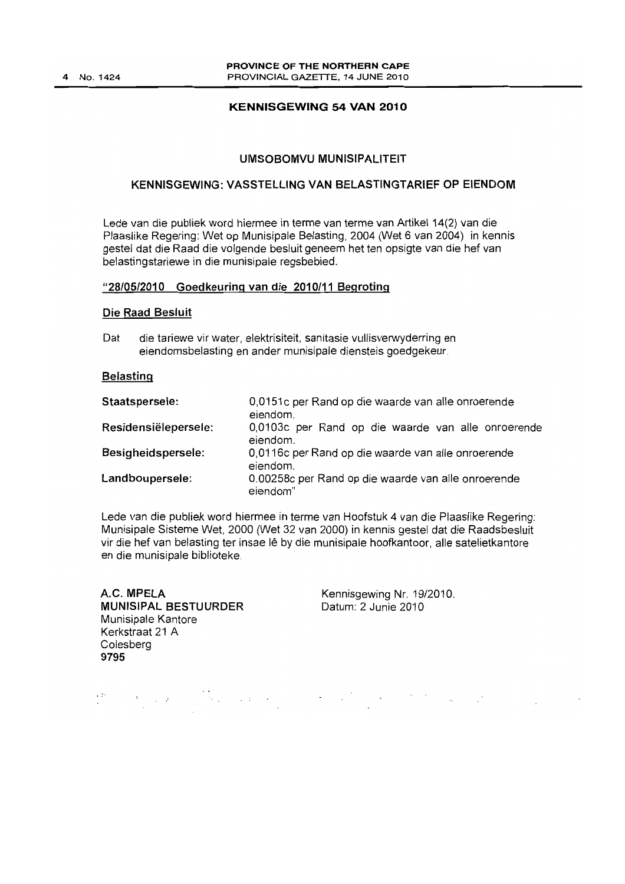## KENNISGEWING 54 VAN 2010

### UMSOBOMVU MUNISIPALITEIT

### KENNISGEWING: VASSTELLING VAN BELASTINGTARIEF OP EIENDOM

Lede van die publiek word hiermee in terme van terme van Artikel 14(2) van die Plaaslike Regering: Wet op Munisipale Belasting, 2004 (Wet 6 van 2004) in kennis gestel dat die Raad die volgende besluit geneem het ten opsigte van die hef van belastingstariewe in die munisipale regsbebied.

**"28/05/2010 Goedkeuring van die 2010/11 Begroting**

**Die Raad Besluit**

Dat die tariewe vir water, elektrisiteit, sanitasie vullisverwyderring en eiendomsbelasting en ander munisipale diensteis goedgekeur.

**Belasting**

| | |
|---|---|
| **Staatspersele:** | 0,0151c per Rand op die waarde van alle onroerende eiendom. |
| **Residensiëlepersele:** | 0,0103c per Rand op die waarde van alle onroerende eiendom. |
| **Besigheidspersele:** | 0,0116c per Rand op die waarde van alle onroerende eiendom. |
| **Landboupersele:** | 0.00258c per Rand op die waarde van alle onroerende eiendom" |

Lede van die publiek word hiermee in terme van Hoofstuk 4 van die Plaaslike Regering: Munisipale Sisteme Wet, 2000 (Wet 32 van 2000) in kennis gestel dat die Raadsbesluit vir die hef van belasting ter insae lê by die munisipale hoofkantoor, alle satelietkantore en die munisipale biblioteke.

**A.C. MPELA**
**MUNISIPAL BESTUURDER**
Munisipale Kantore
Kerkstraat 21 A
Colesberg
**9795**

Kennisgewing Nr. 19/2010.
Datum: 2 Junie 2010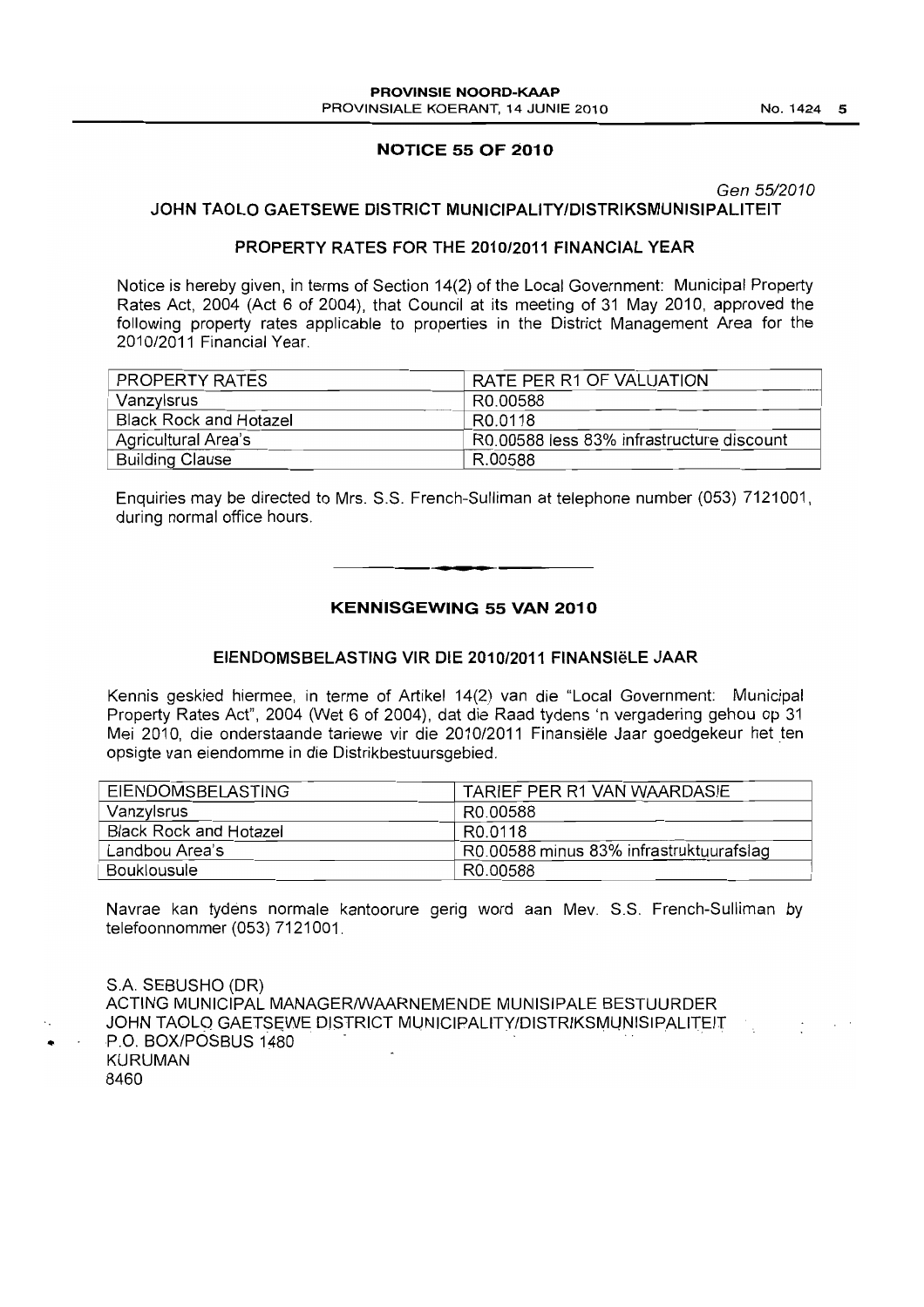## NOTICE 55 OF 2010

*Gen 55/2010*

### JOHN TAOLO GAETSEWE DISTRICT MUNICIPALITY/DISTRIKSMUNISIPALITEIT

### PROPERTY RATES FOR THE 2010/2011 FINANCIAL YEAR

Notice is hereby given, in terms of Section 14(2) of the Local Government: Municipal Property Rates Act, 2004 (Act 6 of 2004), that Council at its meeting of 31 May 2010, approved the following property rates applicable to properties in the District Management Area for the 2010/2011 Financial Year.

| PROPERTY RATES | RATE PER R1 OF VALUATION |
|---|---|
| Vanzylsrus | R0.00588 |
| Black Rock and Hotazel | R0.0118 |
| Agricultural Area's | R0.00588 less 83% infrastructure discount |
| Building Clause | R.00588 |

Enquiries may be directed to Mrs. S.S. French-Sulliman at telephone number (053) 7121001, during normal office hours.

---

## KENNISGEWING 55 VAN 2010

### EIENDOMSBELASTING VIR DIE 2010/2011 FINANSIëLE JAAR

Kennis geskied hiermee, in terme of Artikel 14(2) van die "Local Government: Municipal Property Rates Act", 2004 (Wet 6 of 2004), dat die Raad tydens 'n vergadering gehou op 31 Mei 2010, die onderstaande tariewe vir die 2010/2011 Finansiële Jaar goedgekeur het ten opsigte van eiendomme in die Distrikbestuursgebied.

| EIENDOMSBELASTING | TARIEF PER R1 VAN WAARDASIE |
|---|---|
| Vanzylsrus | R0.00588 |
| Black Rock and Hotazel | R0.0118 |
| Landbou Area's | R0.00588 minus 83% infrastruktuurafslag |
| Bouklousule | R0.00588 |

Navrae kan tydens normale kantoorure gerig word aan Mev. S.S. French-Sulliman by telefoonnommer (053) 7121001.

S.A. SEBUSHO (DR)
ACTING MUNICIPAL MANAGER/WAARNEMENDE MUNISIPALE BESTUURDER
JOHN TAOLO GAETSEWE DISTRICT MUNICIPALITY/DISTRIKSMUNISIPALITEIT
P.O. BOX/POSBUS 1480
KURUMAN
8460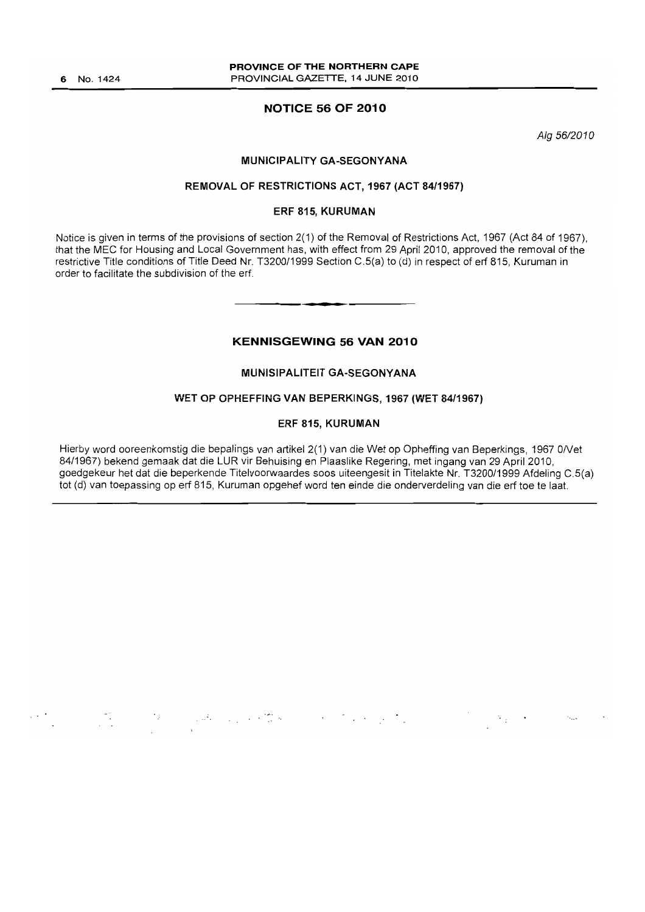## NOTICE 56 OF 2010

*Alg 56/2010*

### MUNICIPALITY GA-SEGONYANA

### REMOVAL OF RESTRICTIONS ACT, 1967 (ACT 84/1967)

### ERF 815, KURUMAN

Notice is given in terms of the provisions of section 2(1) of the Removal of Restrictions Act, 1967 (Act 84 of 1967), that the MEC for Housing and Local Government has, with effect from 29 April 2010, approved the removal of the restrictive Title conditions of Title Deed Nr. T3200/1999 Section C.5(a) to (d) in respect of erf 815, Kuruman in order to facilitate the subdivision of the erf.

## KENNISGEWING 56 VAN 2010

### MUNISIPALITEIT GA-SEGONYANA

### WET OP OPHEFFING VAN BEPERKINGS, 1967 (WET 84/1967)

### ERF 815, KURUMAN

Hierby word ooreenkomstig die bepalings van artikel 2(1) van die Wet op Opheffing van Beperkings, 1967 0/Vet 84/1967) bekend gemaak dat die LUR vir Behuising en Plaaslike Regering, met ingang van 29 April 2010, goedgekeur het dat die beperkende Titelvoorwaardes soos uiteengesit in Titelakte Nr. T3200/1999 Afdeling C.5(a) tot (d) van toepassing op erf 815, Kuruman opgehef word ten einde die onderverdeling van die erf toe te laat.